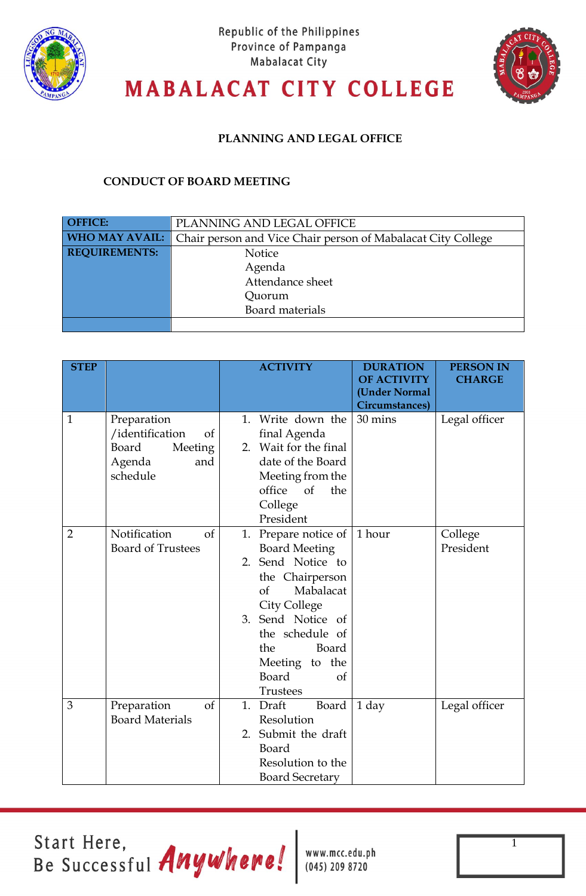Republic of the Philippines
Province of Pampanga
Mabalacat City

# MABALACAT CITY COLLEGE

**PLANNING AND LEGAL OFFICE**

**CONDUCT OF BOARD MEETING**

| **OFFICE:** | PLANNING AND LEGAL OFFICE |
|---|---|
| **WHO MAY AVAIL:** | Chair person and Vice Chair person of Mabalacat City College |
| **REQUIREMENTS:** | Notice<br>Agenda<br>Attendance sheet<br>Quorum<br>Board materials |
| | |

| STEP | | ACTIVITY | DURATION OF ACTIVITY (Under Normal Circumstances) | PERSON IN CHARGE |
|---|---|---|---|---|
| 1 | Preparation /identification of Board Meeting Agenda and schedule | 1. Write down the final Agenda<br>2. Wait for the final date of the Board Meeting from the office of the College President | 30 mins | Legal officer |
| 2 | Notification of Board of Trustees | 1. Prepare notice of Board Meeting<br>2. Send Notice to the Chairperson of Mabalacat City College<br>3. Send Notice of the schedule of the Board Meeting to the Board of Trustees | 1 hour | College President |
| 3 | Preparation of Board Materials | 1. Draft Board Resolution<br>2. Submit the draft Board Resolution to the Board Secretary | 1 day | Legal officer |

Start Here, Be Successful Anywhere!
www.mcc.edu.ph
(045) 209 8720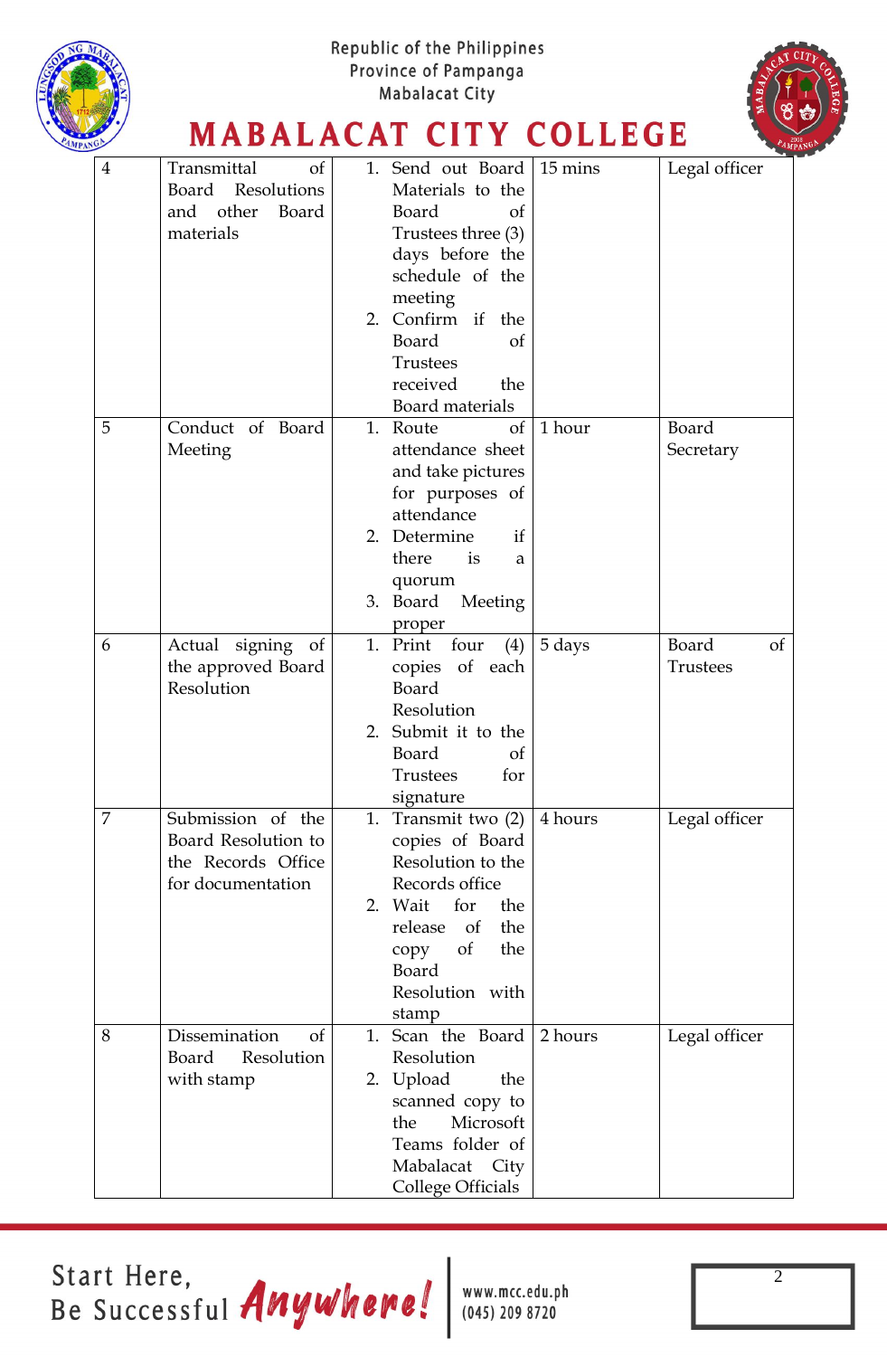| 4 | Transmittal of Board Resolutions and other Board materials | 1. Send out Board Materials to the Board of Trustees three (3) days before the schedule of the meeting<br>2. Confirm if the Board of Trustees received the Board materials | 15 mins | Legal officer |
|---|---|---|---|---|
| 5 | Conduct of Board Meeting | 1. Route of attendance sheet and take pictures for purposes of attendance<br>2. Determine if there is a quorum<br>3. Board Meeting proper | 1 hour | Board Secretary |
| 6 | Actual signing of the approved Board Resolution | 1. Print four (4) copies of each Board Resolution<br>2. Submit it to the Board of Trustees for signature | 5 days | Board of Trustees |
| 7 | Submission of the Board Resolution to the Records Office for documentation | 1. Transmit two (2) copies of Board Resolution to the Records office<br>2. Wait for the release of the copy of the Board Resolution with stamp | 4 hours | Legal officer |
| 8 | Dissemination of Board Resolution with stamp | 1. Scan the Board Resolution<br>2. Upload the scanned copy to the Microsoft Teams folder of Mabalacat City College Officials | 2 hours | Legal officer |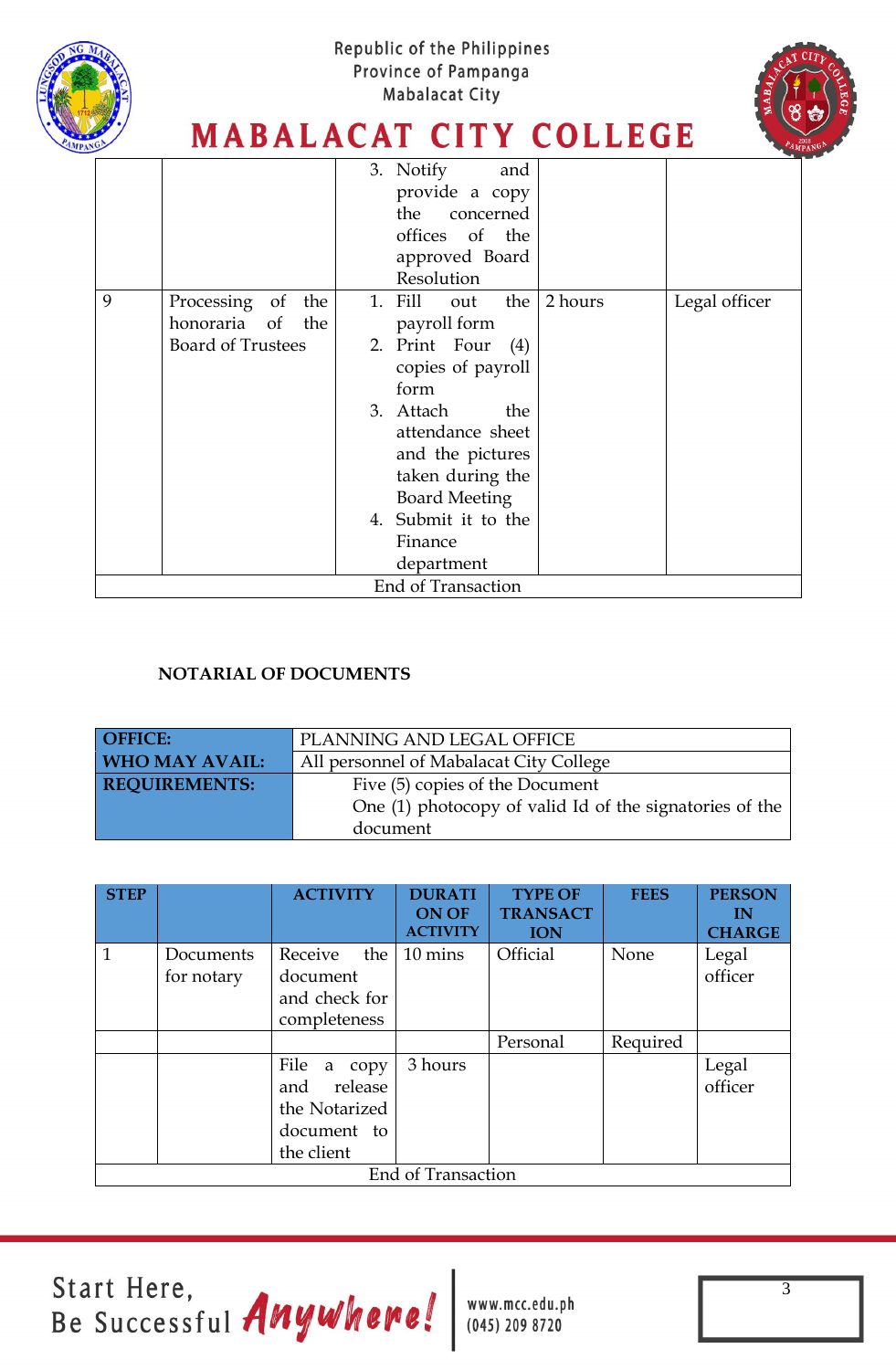| | | | | |
|---|---|---|---|---|
| | | 3. Notify and provide a copy the concerned offices of the approved Board Resolution | | |
| 9 | Processing of the honoraria of the Board of Trustees | 1. Fill out the payroll form<br>2. Print Four (4) copies of payroll form<br>3. Attach the attendance sheet and the pictures taken during the Board Meeting<br>4. Submit it to the Finance department | 2 hours | Legal officer |
| End of Transaction | | | | |

**NOTARIAL OF DOCUMENTS**

| | |
|---|---|
| **OFFICE:** | PLANNING AND LEGAL OFFICE |
| **WHO MAY AVAIL:** | All personnel of Mabalacat City College |
| **REQUIREMENTS:** | Five (5) copies of the Document<br>One (1) photocopy of valid Id of the signatories of the document |

| STEP | | ACTIVITY | DURATION OF ACTIVITY | TYPE OF TRANSACTION | FEES | PERSON IN CHARGE |
|---|---|---|---|---|---|---|
| 1 | Documents for notary | Receive the document and check for completeness | 10 mins | Official | None | Legal officer |
| | | | | Personal | Required | |
| | | File a copy and release the Notarized document to the client | 3 hours | | | Legal officer |
| End of Transaction | | | | | | |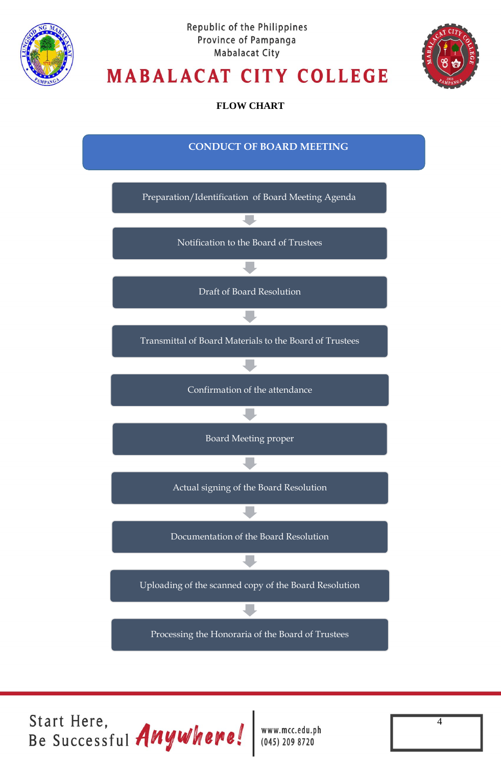Republic of the Philippines
Province of Pampanga
Mabalacat City

# MABALACAT CITY COLLEGE

**FLOW CHART**

## CONDUCT OF BOARD MEETING

1. Preparation/Identification of Board Meeting Agenda
2. Notification to the Board of Trustees
3. Draft of Board Resolution
4. Transmittal of Board Materials to the Board of Trustees
5. Confirmation of the attendance
6. Board Meeting proper
7. Actual signing of the Board Resolution
8. Documentation of the Board Resolution
9. Uploading of the scanned copy of the Board Resolution
10. Processing the Honoraria of the Board of Trustees

Start Here, Be Successful Anywhere!

www.mcc.edu.ph
(045) 209 8720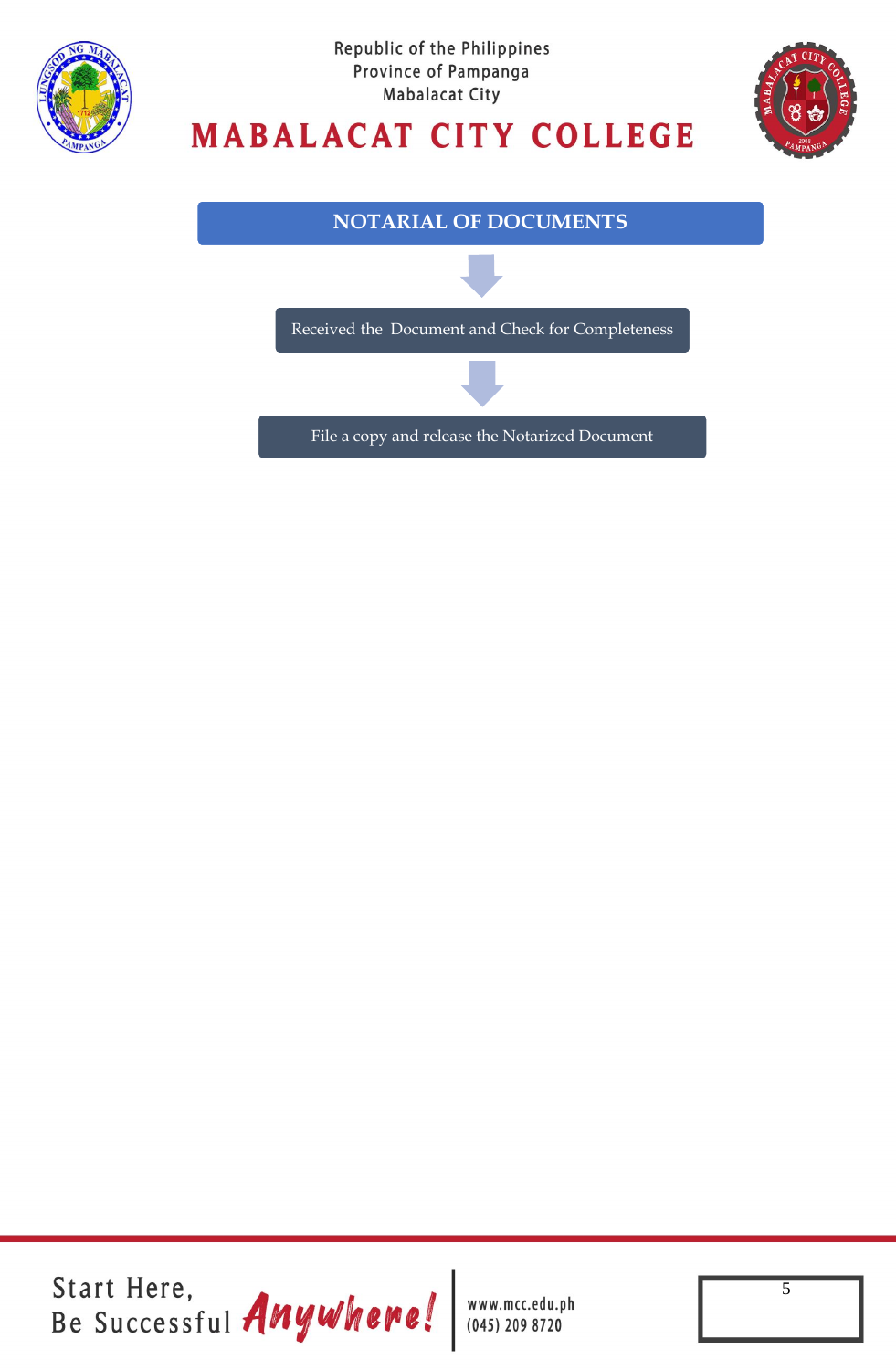## NOTARIAL OF DOCUMENTS

Received the  Document and Check for Completeness

File a copy and release the Notarized Document